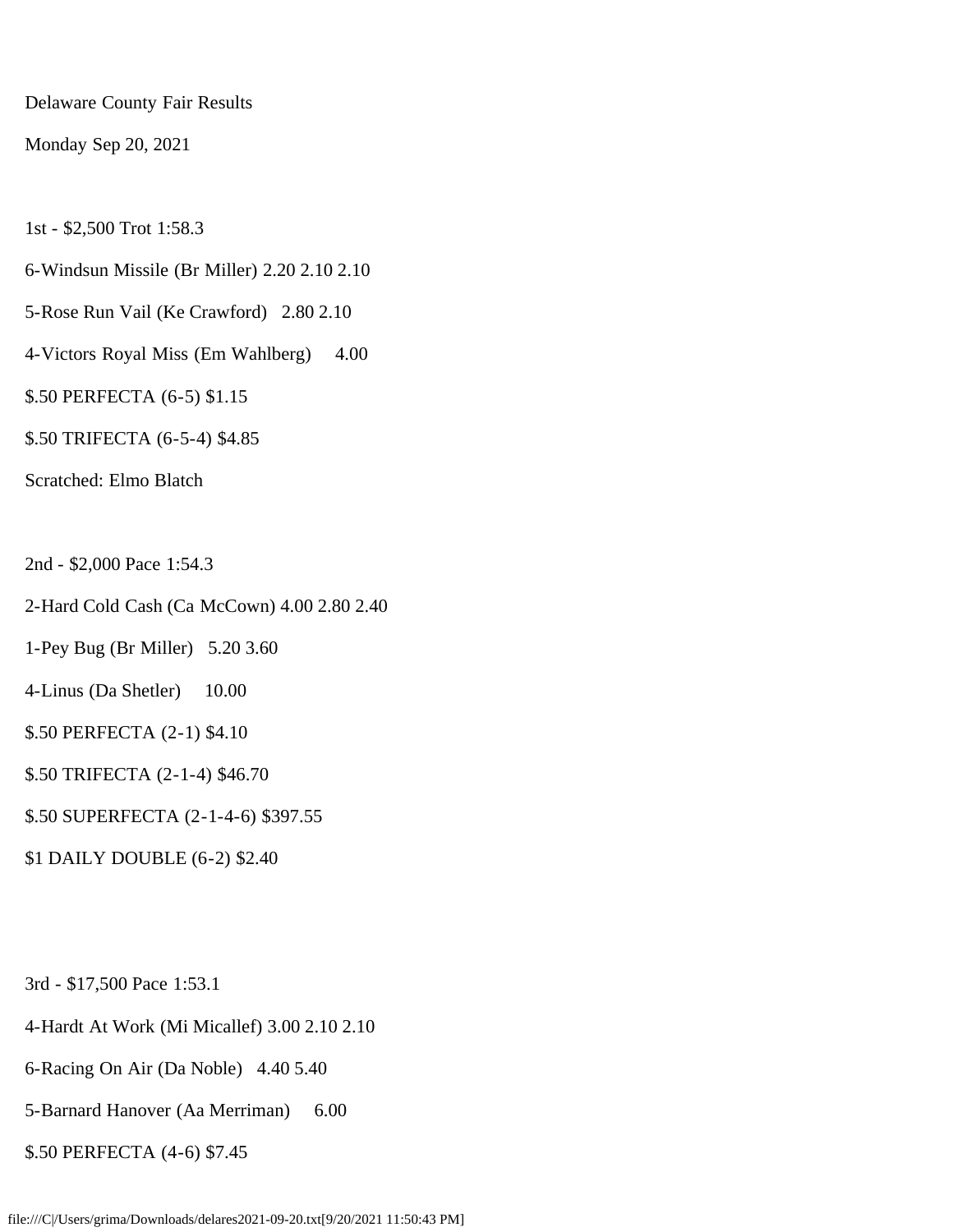Delaware County Fair Results

Monday Sep 20, 2021

1st - $2,500 Trot 1:58.3

6-Windsun Missile (Br Miller) 2.20 2.10 2.10

5-Rose Run Vail (Ke Crawford) 2.80 2.10

4-Victors Royal Miss (Em Wahlberg) 4.00

$.50 PERFECTA (6-5) $1.15

$.50 TRIFECTA (6-5-4) $4.85

Scratched: Elmo Blatch

2nd - $2,000 Pace 1:54.3

2-Hard Cold Cash (Ca McCown) 4.00 2.80 2.40

1-Pey Bug (Br Miller) 5.20 3.60

4-Linus (Da Shetler) 10.00

$.50 PERFECTA (2-1) $4.10

$.50 TRIFECTA (2-1-4) $46.70

$.50 SUPERFECTA (2-1-4-6) $397.55

$1 DAILY DOUBLE (6-2) $2.40

3rd - $17,500 Pace 1:53.1

4-Hardt At Work (Mi Micallef) 3.00 2.10 2.10

6-Racing On Air (Da Noble) 4.40 5.40

5-Barnard Hanover (Aa Merriman) 6.00

$.50 PERFECTA (4-6) $7.45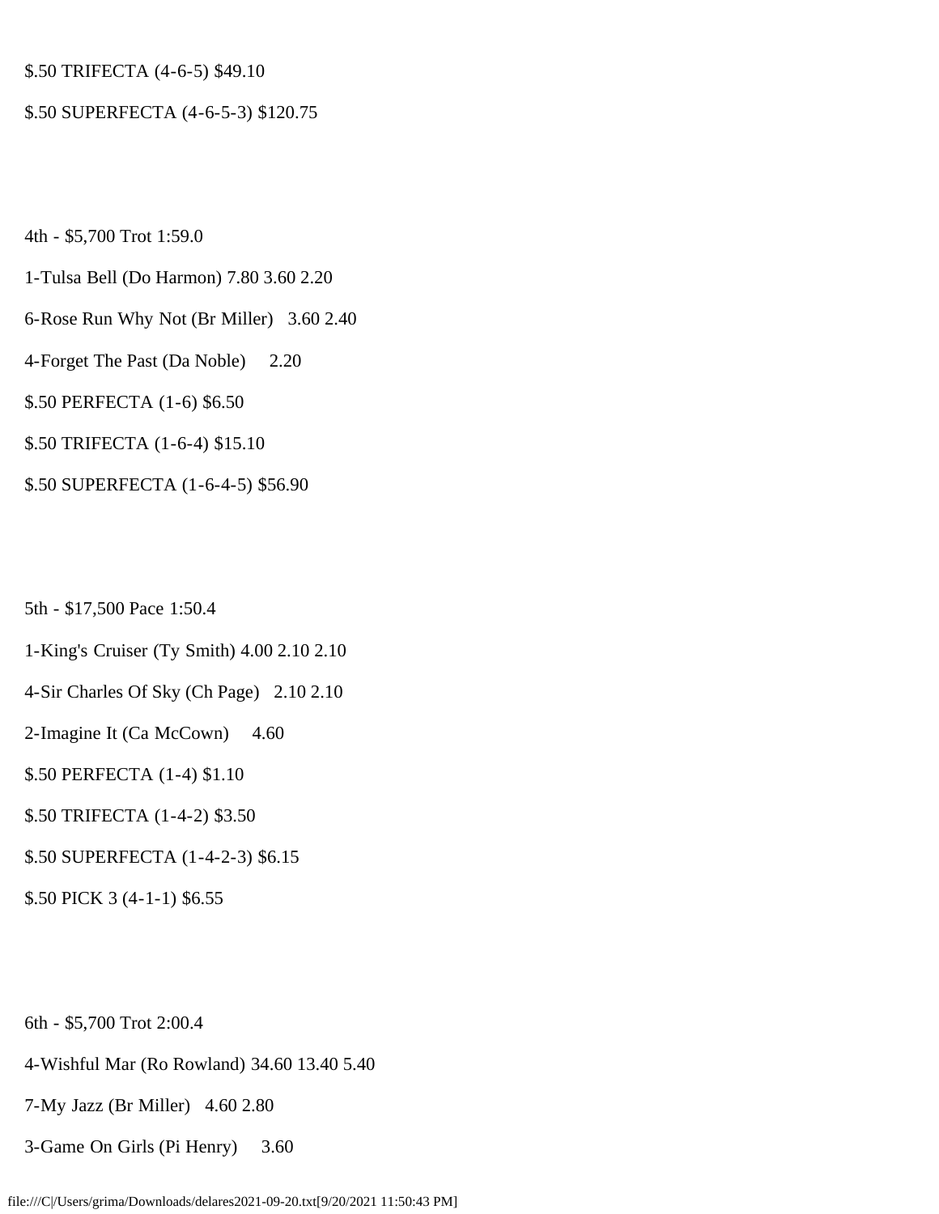$.50 TRIFECTA (4-6-5) $49.10

$.50 SUPERFECTA (4-6-5-3) $120.75

4th - $5,700 Trot 1:59.0

1-Tulsa Bell (Do Harmon) 7.80 3.60 2.20

6-Rose Run Why Not (Br Miller) 3.60 2.40

4-Forget The Past (Da Noble) 2.20

$.50 PERFECTA (1-6) $6.50

$.50 TRIFECTA (1-6-4) $15.10

$.50 SUPERFECTA (1-6-4-5) $56.90

5th - $17,500 Pace 1:50.4

1-King's Cruiser (Ty Smith) 4.00 2.10 2.10

4-Sir Charles Of Sky (Ch Page) 2.10 2.10

2-Imagine It (Ca McCown) 4.60

$.50 PERFECTA (1-4) $1.10

$.50 TRIFECTA (1-4-2) $3.50

$.50 SUPERFECTA (1-4-2-3) $6.15

$.50 PICK 3 (4-1-1) $6.55

6th - $5,700 Trot 2:00.4

4-Wishful Mar (Ro Rowland) 34.60 13.40 5.40

7-My Jazz (Br Miller) 4.60 2.80

3-Game On Girls (Pi Henry) 3.60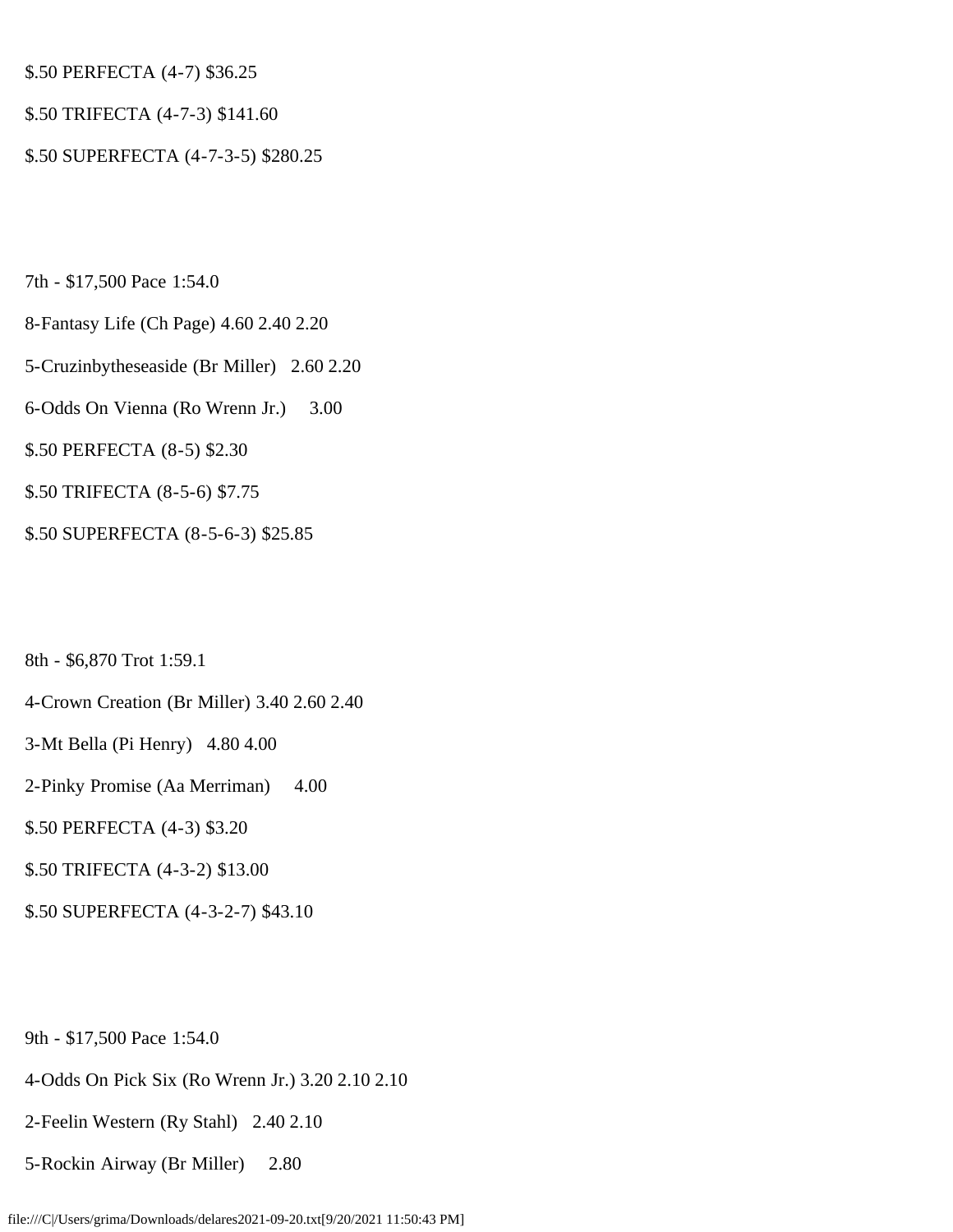$.50 PERFECTA (4-7) $36.25

$.50 TRIFECTA (4-7-3) $141.60

$.50 SUPERFECTA (4-7-3-5) $280.25

7th - $17,500 Pace 1:54.0

8-Fantasy Life (Ch Page) 4.60 2.40 2.20

5-Cruzinbytheseaside (Br Miller) 2.60 2.20

6-Odds On Vienna (Ro Wrenn Jr.) 3.00

$.50 PERFECTA (8-5) $2.30

$.50 TRIFECTA (8-5-6) $7.75

$.50 SUPERFECTA (8-5-6-3) $25.85

8th - $6,870 Trot 1:59.1

4-Crown Creation (Br Miller) 3.40 2.60 2.40

3-Mt Bella (Pi Henry) 4.80 4.00

2-Pinky Promise (Aa Merriman) 4.00

$.50 PERFECTA (4-3) $3.20

$.50 TRIFECTA (4-3-2) $13.00

$.50 SUPERFECTA (4-3-2-7) $43.10

9th - $17,500 Pace 1:54.0

4-Odds On Pick Six (Ro Wrenn Jr.) 3.20 2.10 2.10

2-Feelin Western (Ry Stahl) 2.40 2.10

5-Rockin Airway (Br Miller) 2.80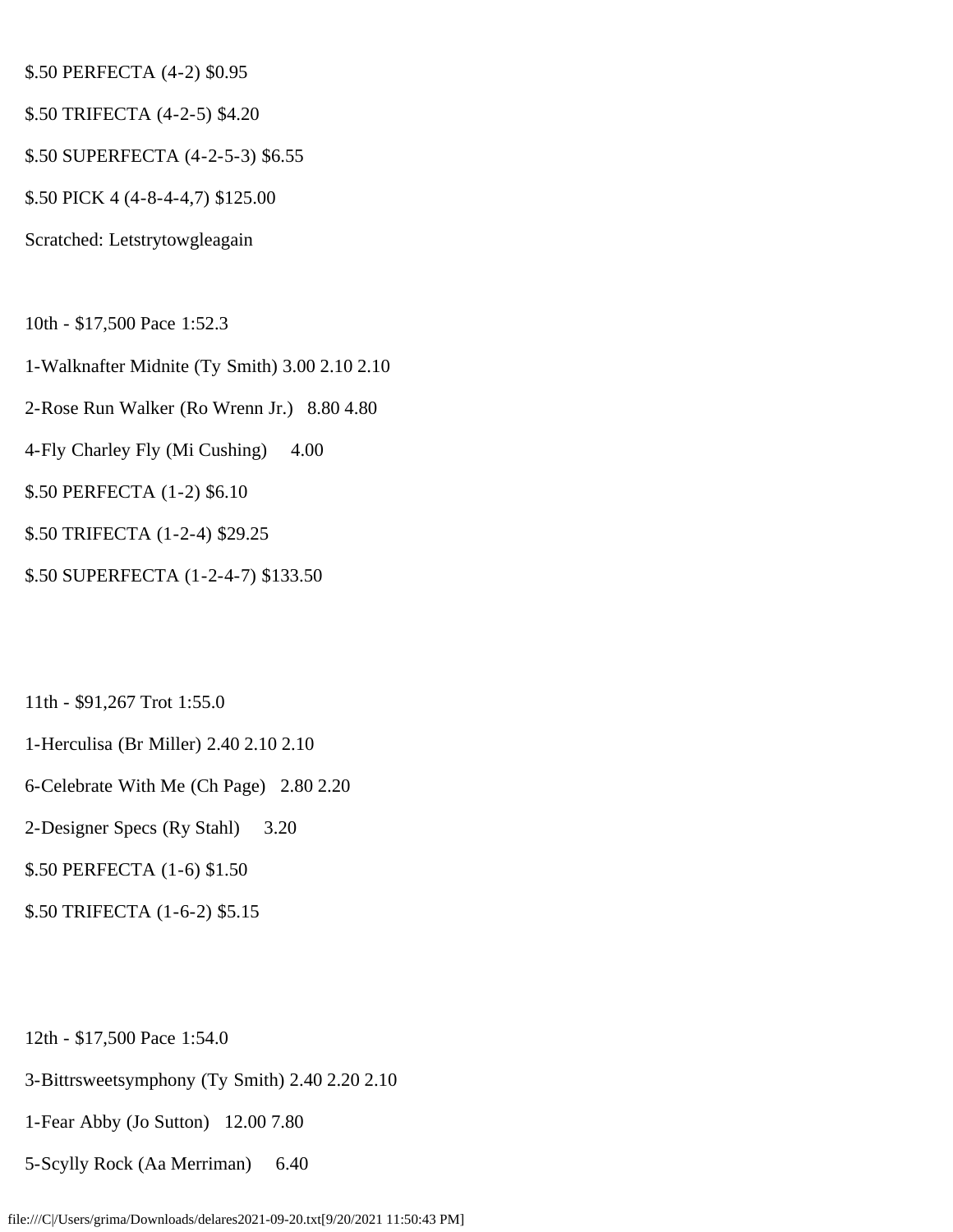$.50 PERFECTA (4-2) $0.95

$.50 TRIFECTA (4-2-5) $4.20

$.50 SUPERFECTA (4-2-5-3) $6.55

$.50 PICK 4 (4-8-4-4,7) $125.00

Scratched: Letstrytowgleagain

10th - $17,500 Pace 1:52.3

1-Walknafter Midnite (Ty Smith) 3.00 2.10 2.10

2-Rose Run Walker (Ro Wrenn Jr.) 8.80 4.80

4-Fly Charley Fly (Mi Cushing) 4.00

$.50 PERFECTA (1-2) $6.10

$.50 TRIFECTA (1-2-4) $29.25

$.50 SUPERFECTA (1-2-4-7) $133.50

11th - $91,267 Trot 1:55.0

1-Herculisa (Br Miller) 2.40 2.10 2.10

6-Celebrate With Me (Ch Page) 2.80 2.20

2-Designer Specs (Ry Stahl) 3.20

$.50 PERFECTA (1-6) $1.50

$.50 TRIFECTA (1-6-2) $5.15

12th - $17,500 Pace 1:54.0

3-Bittrsweetsymphony (Ty Smith) 2.40 2.20 2.10

1-Fear Abby (Jo Sutton) 12.00 7.80

5-Scylly Rock (Aa Merriman) 6.40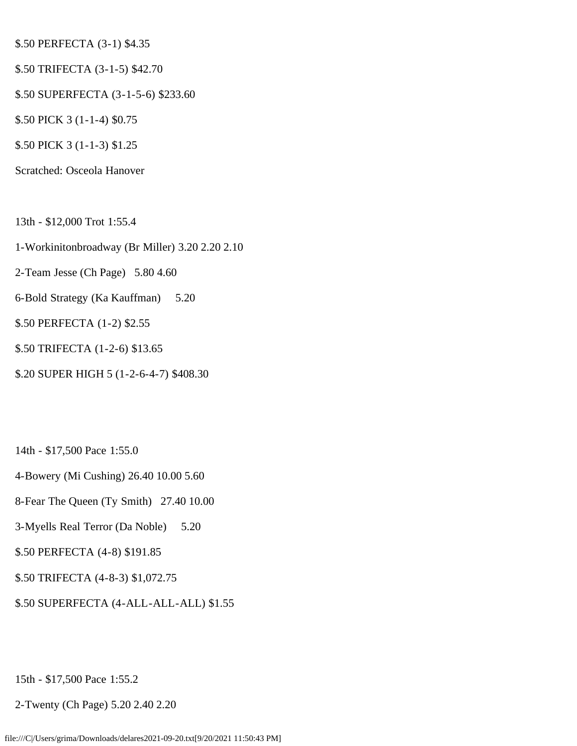$.50 PERFECTA (3-1) $4.35

$.50 TRIFECTA (3-1-5) $42.70

$.50 SUPERFECTA (3-1-5-6) $233.60

$.50 PICK 3 (1-1-4) $0.75

$.50 PICK 3 (1-1-3) $1.25

Scratched: Osceola Hanover

13th - $12,000 Trot 1:55.4

1-Workinitonbroadway (Br Miller) 3.20 2.20 2.10

2-Team Jesse (Ch Page) 5.80 4.60

6-Bold Strategy (Ka Kauffman) 5.20

$.50 PERFECTA (1-2) $2.55

$.50 TRIFECTA (1-2-6) $13.65

$.20 SUPER HIGH 5 (1-2-6-4-7) $408.30

14th - $17,500 Pace 1:55.0

4-Bowery (Mi Cushing) 26.40 10.00 5.60

8-Fear The Queen (Ty Smith) 27.40 10.00

3-Myells Real Terror (Da Noble) 5.20

$.50 PERFECTA (4-8) $191.85

$.50 TRIFECTA (4-8-3) $1,072.75

$.50 SUPERFECTA (4-ALL-ALL-ALL) $1.55

15th - $17,500 Pace 1:55.2

2-Twenty (Ch Page) 5.20 2.40 2.20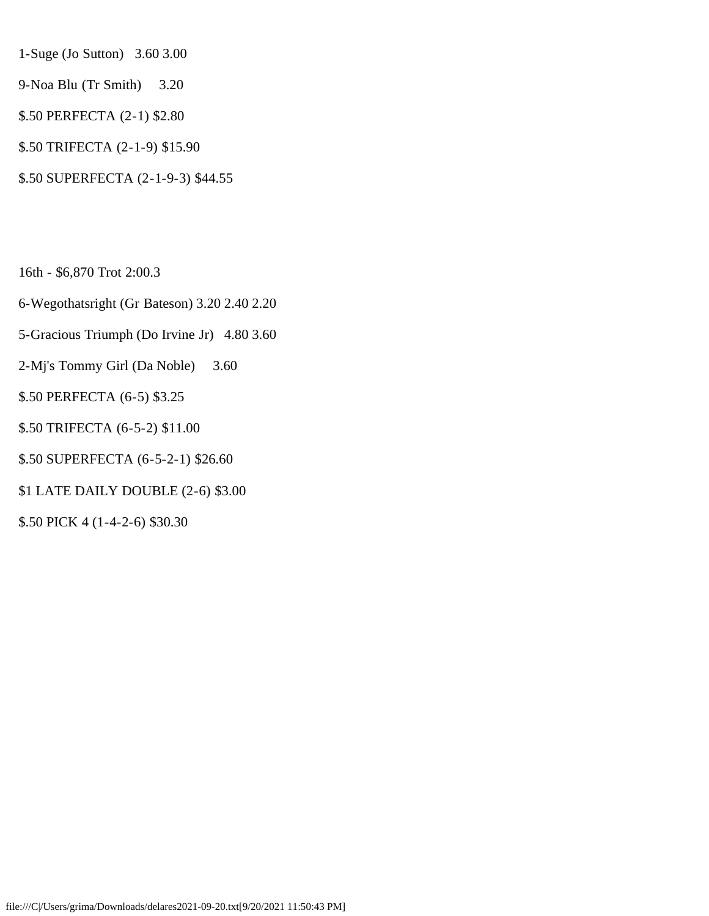1-Suge (Jo Sutton) 3.60 3.00

9-Noa Blu (Tr Smith) 3.20

$.50 PERFECTA (2-1) $2.80

$.50 TRIFECTA (2-1-9) $15.90

$.50 SUPERFECTA (2-1-9-3) $44.55

16th - $6,870 Trot 2:00.3

6-Wegothatsright (Gr Bateson) 3.20 2.40 2.20

5-Gracious Triumph (Do Irvine Jr) 4.80 3.60

2-Mj's Tommy Girl (Da Noble) 3.60

$.50 PERFECTA (6-5) $3.25

$.50 TRIFECTA (6-5-2) $11.00

$.50 SUPERFECTA (6-5-2-1) $26.60

$1 LATE DAILY DOUBLE (2-6) $3.00

$.50 PICK 4 (1-4-2-6) $30.30